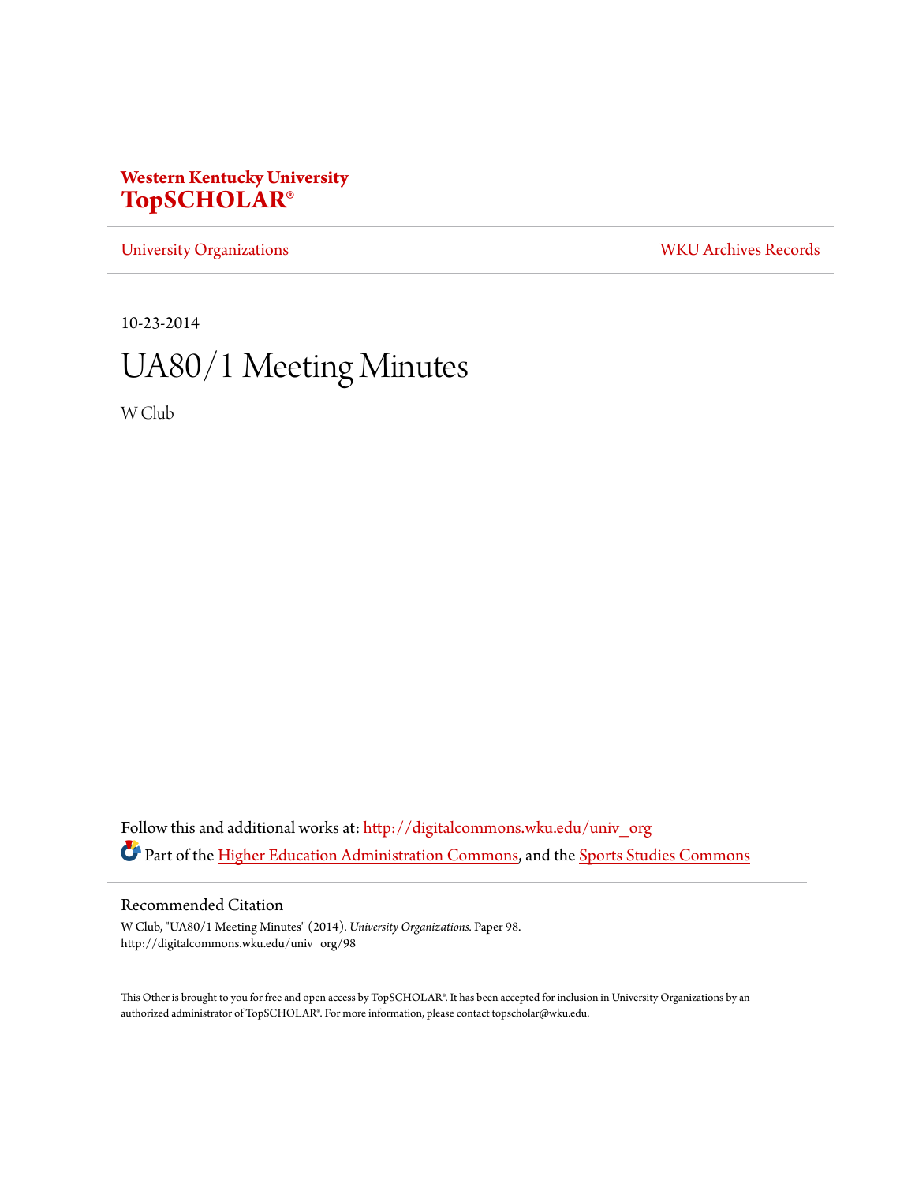**Western Kentucky University**
**TopSCHOLAR®**

University Organizations | WKU Archives Records

10-23-2014

# UA80/1 Meeting Minutes

W Club

Follow this and additional works at: http://digitalcommons.wku.edu/univ_org

Part of the Higher Education Administration Commons, and the Sports Studies Commons

## Recommended Citation

W Club, "UA80/1 Meeting Minutes" (2014). *University Organizations.* Paper 98.
http://digitalcommons.wku.edu/univ_org/98

This Other is brought to you for free and open access by TopSCHOLAR®. It has been accepted for inclusion in University Organizations by an authorized administrator of TopSCHOLAR®. For more information, please contact topscholar@wku.edu.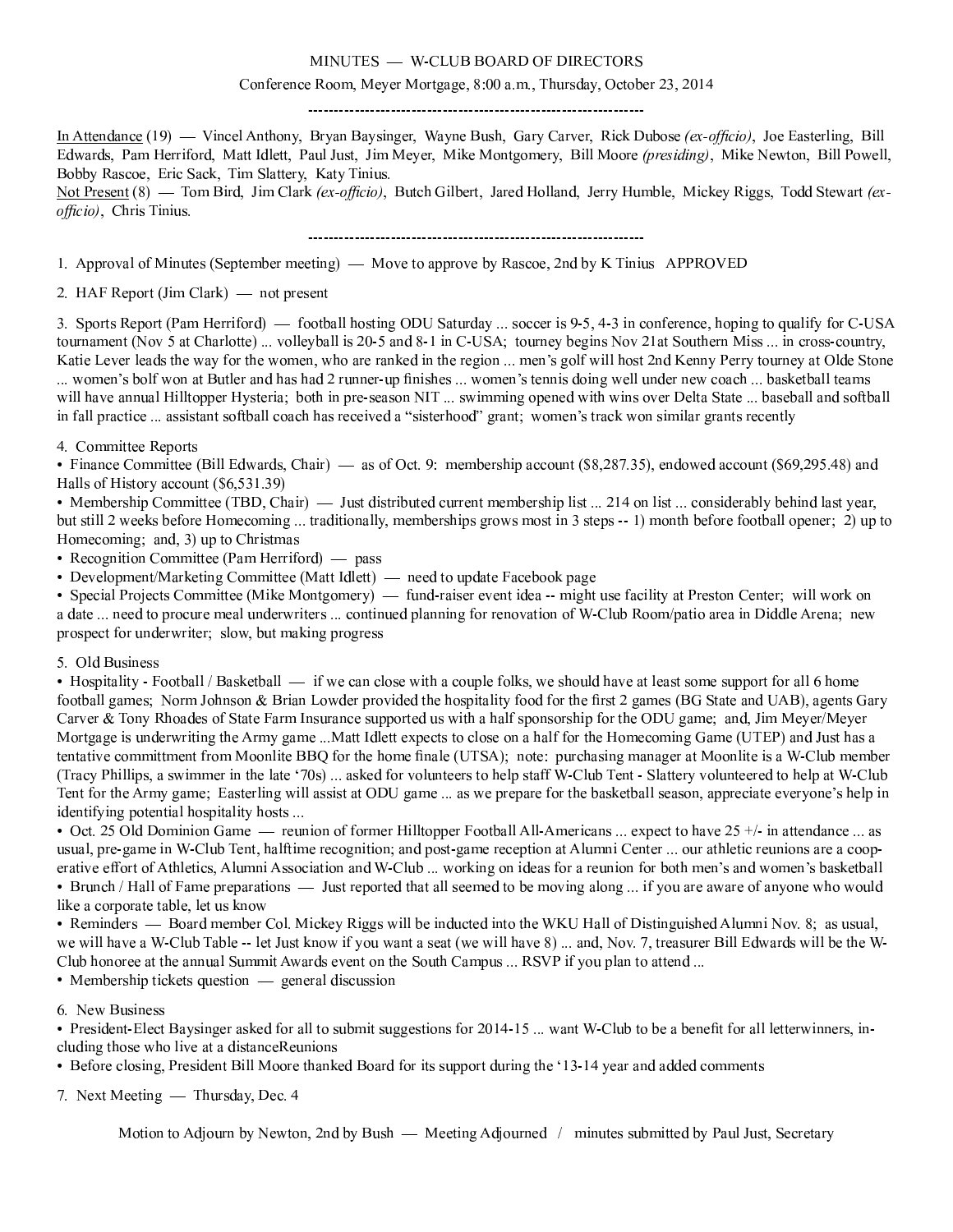MINUTES — W-CLUB BOARD OF DIRECTORS

Conference Room, Meyer Mortgage, 8:00 a.m., Thursday, October 23, 2014

----------------------------------------------------------------

In Attendance (19) — Vincel Anthony, Bryan Baysinger, Wayne Bush, Gary Carver, Rick Dubose *(ex-officio)*, Joe Easterling, Bill Edwards, Pam Herriford, Matt Idlett, Paul Just, Jim Meyer, Mike Montgomery, Bill Moore *(presiding)*, Mike Newton, Bill Powell, Bobby Rascoe, Eric Sack, Tim Slattery, Katy Tinius.
Not Present (8) — Tom Bird, Jim Clark *(ex-officio)*, Butch Gilbert, Jared Holland, Jerry Humble, Mickey Riggs, Todd Stewart *(ex-officio)*, Chris Tinius.

----------------------------------------------------------------

1. Approval of Minutes (September meeting) — Move to approve by Rascoe, 2nd by K Tinius APPROVED

2. HAF Report (Jim Clark) — not present

3. Sports Report (Pam Herriford) — football hosting ODU Saturday ... soccer is 9-5, 4-3 in conference, hoping to qualify for C-USA tournament (Nov 5 at Charlotte) ... volleyball is 20-5 and 8-1 in C-USA; tourney begins Nov 21at Southern Miss ... in cross-country, Katie Lever leads the way for the women, who are ranked in the region ... men's golf will host 2nd Kenny Perry tourney at Olde Stone ... women's bolf won at Butler and has had 2 runner-up finishes ... women's tennis doing well under new coach ... basketball teams will have annual Hilltopper Hysteria; both in pre-season NIT ... swimming opened with wins over Delta State ... baseball and softball in fall practice ... assistant softball coach has received a "sisterhood" grant; women's track won similar grants recently

4. Committee Reports

- Finance Committee (Bill Edwards, Chair) — as of Oct. 9: membership account ($8,287.35), endowed account ($69,295.48) and Halls of History account ($6,531.39)
- Membership Committee (TBD, Chair) — Just distributed current membership list ... 214 on list ... considerably behind last year, but still 2 weeks before Homecoming ... traditionally, memberships grows most in 3 steps -- 1) month before football opener; 2) up to Homecoming; and, 3) up to Christmas
- Recognition Committee (Pam Herriford) — pass
- Development/Marketing Committee (Matt Idlett) — need to update Facebook page
- Special Projects Committee (Mike Montgomery) — fund-raiser event idea -- might use facility at Preston Center; will work on a date ... need to procure meal underwriters ... continued planning for renovation of W-Club Room/patio area in Diddle Arena; new prospect for underwriter; slow, but making progress

5. Old Business

- Hospitality - Football / Basketball — if we can close with a couple folks, we should have at least some support for all 6 home football games; Norm Johnson & Brian Lowder provided the hospitality food for the first 2 games (BG State and UAB), agents Gary Carver & Tony Rhoades of State Farm Insurance supported us with a half sponsorship for the ODU game; and, Jim Meyer/Meyer Mortgage is underwriting the Army game ...Matt Idlett expects to close on a half for the Homecoming Game (UTEP) and Just has a tentative committment from Moonlite BBQ for the home finale (UTSA); note: purchasing manager at Moonlite is a W-Club member (Tracy Phillips, a swimmer in the late '70s) ... asked for volunteers to help staff W-Club Tent - Slattery volunteered to help at W-Club Tent for the Army game; Easterling will assist at ODU game ... as we prepare for the basketball season, appreciate everyone's help in identifying potential hospitality hosts ...
- Oct. 25 Old Dominion Game — reunion of former Hilltopper Football All-Americans ... expect to have 25 +/- in attendance ... as usual, pre-game in W-Club Tent, halftime recognition; and post-game reception at Alumni Center ... our athletic reunions are a cooperative effort of Athletics, Alumni Association and W-Club ... working on ideas for a reunion for both men's and women's basketball
- Brunch / Hall of Fame preparations — Just reported that all seemed to be moving along ... if you are aware of anyone who would like a corporate table, let us know
- Reminders — Board member Col. Mickey Riggs will be inducted into the WKU Hall of Distinguished Alumni Nov. 8; as usual, we will have a W-Club Table -- let Just know if you want a seat (we will have 8) ... and, Nov. 7, treasurer Bill Edwards will be the W-Club honoree at the annual Summit Awards event on the South Campus ... RSVP if you plan to attend ...
- Membership tickets question — general discussion

6. New Business

- President-Elect Baysinger asked for all to submit suggestions for 2014-15 ... want W-Club to be a benefit for all letterwinners, including those who live at a distanceReunions
- Before closing, President Bill Moore thanked Board for its support during the '13-14 year and added comments

7. Next Meeting — Thursday, Dec. 4

Motion to Adjourn by Newton, 2nd by Bush — Meeting Adjourned / minutes submitted by Paul Just, Secretary